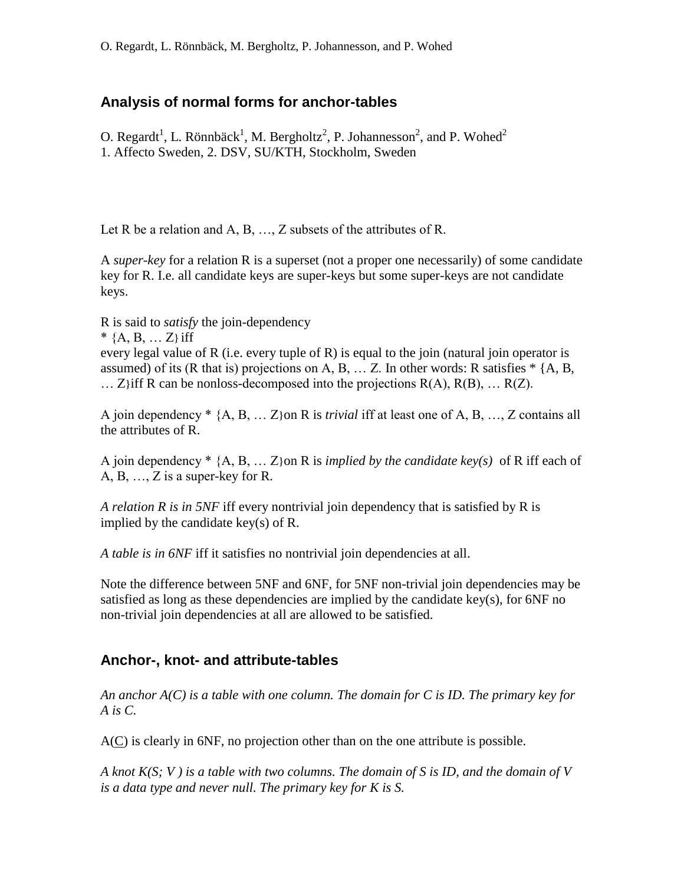## Analysis of normal forms for anchor-tables

O. Regardt[1], L. Rönnbäck[1], M. Bergholtz[2], P. Johannesson[2], and P. Wohed[2]
1. Affecto Sweden, 2. DSV, SU/KTH, Stockholm, Sweden

Let R be a relation and A, B, …, Z subsets of the attributes of R.

A *super-key* for a relation R is a superset (not a proper one necessarily) of some candidate key for R. I.e. all candidate keys are super-keys but some super-keys are not candidate keys.

R is said to *satisfy* the join-dependency
* {A, B, … Z} iff
every legal value of R (i.e. every tuple of R) is equal to the join (natural join operator is assumed) of its (R that is) projections on A, B, … Z. In other words: R satisfies * {A, B, … Z}iff R can be nonloss-decomposed into the projections R(A), R(B), … R(Z).

A join dependency * {A, B, … Z}on R is *trivial* iff at least one of A, B, …, Z contains all the attributes of R.

A join dependency * {A, B, … Z}on R is *implied by the candidate key(s)* of R iff each of A, B, …, Z is a super-key for R.

*A relation R is in 5NF* iff every nontrivial join dependency that is satisfied by R is implied by the candidate key(s) of R.

*A table is in 6NF* iff it satisfies no nontrivial join dependencies at all.

Note the difference between 5NF and 6NF, for 5NF non-trivial join dependencies may be satisfied as long as these dependencies are implied by the candidate key(s), for 6NF no non-trivial join dependencies at all are allowed to be satisfied.

## Anchor-, knot- and attribute-tables

*An anchor A(C) is a table with one column. The domain for C is ID. The primary key for A is C.*

A(C) is clearly in 6NF, no projection other than on the one attribute is possible.

*A knot K(S; V ) is a table with two columns. The domain of S is ID, and the domain of V is a data type and never null. The primary key for K is S.*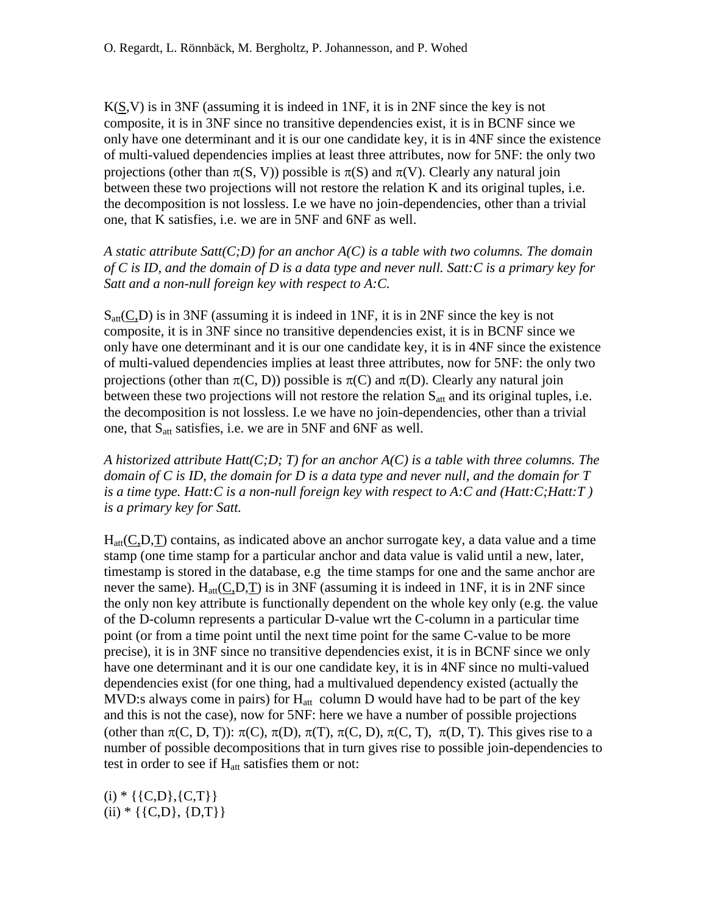K(S,V) is in 3NF (assuming it is indeed in 1NF, it is in 2NF since the key is not composite, it is in 3NF since no transitive dependencies exist, it is in BCNF since we only have one determinant and it is our one candidate key, it is in 4NF since the existence of multi-valued dependencies implies at least three attributes, now for 5NF: the only two projections (other than π(S, V)) possible is π(S) and π(V). Clearly any natural join between these two projections will not restore the relation K and its original tuples, i.e. the decomposition is not lossless. I.e we have no join-dependencies, other than a trivial one, that K satisfies, i.e. we are in 5NF and 6NF as well.

*A static attribute Satt(C;D) for an anchor A(C) is a table with two columns. The domain of C is ID, and the domain of D is a data type and never null. Satt:C is a primary key for Satt and a non-null foreign key with respect to A:C.*

$S_{att}$(C,D) is in 3NF (assuming it is indeed in 1NF, it is in 2NF since the key is not composite, it is in 3NF since no transitive dependencies exist, it is in BCNF since we only have one determinant and it is our one candidate key, it is in 4NF since the existence of multi-valued dependencies implies at least three attributes, now for 5NF: the only two projections (other than π(C, D)) possible is π(C) and π(D). Clearly any natural join between these two projections will not restore the relation $S_{att}$ and its original tuples, i.e. the decomposition is not lossless. I.e we have no join-dependencies, other than a trivial one, that $S_{att}$ satisfies, i.e. we are in 5NF and 6NF as well.

*A historized attribute Hatt(C;D; T) for an anchor A(C) is a table with three columns. The domain of C is ID, the domain for D is a data type and never null, and the domain for T is a time type. Hatt:C is a non-null foreign key with respect to A:C and (Hatt:C;Hatt:T ) is a primary key for Satt.*

$H_{att}$(C,D,T) contains, as indicated above an anchor surrogate key, a data value and a time stamp (one time stamp for a particular anchor and data value is valid until a new, later, timestamp is stored in the database, e.g the time stamps for one and the same anchor are never the same). $H_{att}$(C,D,T) is in 3NF (assuming it is indeed in 1NF, it is in 2NF since the only non key attribute is functionally dependent on the whole key only (e.g. the value of the D-column represents a particular D-value wrt the C-column in a particular time point (or from a time point until the next time point for the same C-value to be more precise), it is in 3NF since no transitive dependencies exist, it is in BCNF since we only have one determinant and it is our one candidate key, it is in 4NF since no multi-valued dependencies exist (for one thing, had a multivalued dependency existed (actually the MVD:s always come in pairs) for $H_{att}$ column D would have had to be part of the key and this is not the case), now for 5NF: here we have a number of possible projections (other than π(C, D, T)): π(C), π(D), π(T), π(C, D), π(C, T), π(D, T). This gives rise to a number of possible decompositions that in turn gives rise to possible join-dependencies to test in order to see if $H_{att}$ satisfies them or not:

(i) * {{C,D},{C,T}}
(ii) * {{C,D}, {D,T}}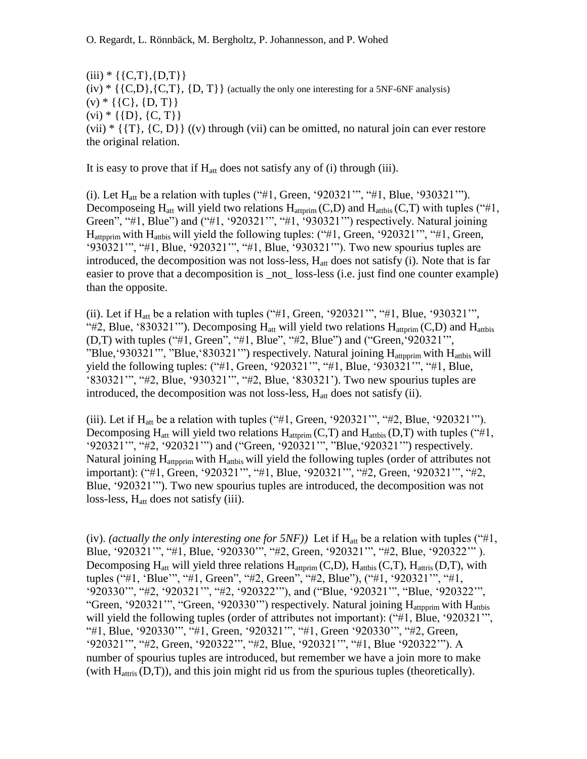(iii) * {{C,T},{D,T}}
(iv) * {{C,D},{C,T}, {D, T}} (actually the only one interesting for a 5NF-6NF analysis)
(v) * {{C}, {D, T}}
(vi) * {{D}, {C, T}}
(vii) * {{T}, {C, D}} ((v) through (vii) can be omitted, no natural join can ever restore the original relation.

It is easy to prove that if $H_{att}$ does not satisfy any of (i) through (iii).

(i). Let $H_{att}$ be a relation with tuples ("#1, Green, '920321'", "#1, Blue, '930321'"). Decomposeing $H_{att}$ will yield two relations $H_{attprim}$ (C,D) and $H_{attbis}$ (C,T) with tuples ("#1, Green", "#1, Blue") and ("#1, '920321'", "#1, '930321'") respectively. Natural joining $H_{attpprim}$ with $H_{attbis}$ will yield the following tuples: ("#1, Green, '920321'", "#1, Green, '930321'", "#1, Blue, '920321'", "#1, Blue, '930321'"). Two new spourius tuples are introduced, the decomposition was not loss-less, $H_{att}$ does not satisfy (i). Note that is far easier to prove that a decomposition is _not_ loss-less (i.e. just find one counter example) than the opposite.

(ii). Let if $H_{att}$ be a relation with tuples ("#1, Green, '920321'", "#1, Blue, '930321'", "#2, Blue, '830321'"). Decomposing $H_{att}$ will yield two relations $H_{attprim}$ (C,D) and $H_{attbis}$ (D,T) with tuples ("#1, Green", "#1, Blue", "#2, Blue") and ("Green,'920321'", "Blue,'930321'", "Blue,'830321'") respectively. Natural joining $H_{attpprim}$ with $H_{attbis}$ will yield the following tuples: ("#1, Green, '920321'", "#1, Blue, '930321'", "#1, Blue, '830321'", "#2, Blue, '930321'", "#2, Blue, '830321'). Two new spourius tuples are introduced, the decomposition was not loss-less, $H_{att}$ does not satisfy (ii).

(iii). Let if $H_{att}$ be a relation with tuples ("#1, Green, '920321'", "#2, Blue, '920321'"). Decomposing $H_{att}$ will yield two relations $H_{attprim}$ (C,T) and $H_{attbis}$ (D,T) with tuples ("#1, '920321'", "#2, '920321'") and ("Green, '920321'", "Blue,'920321'") respectively. Natural joining $H_{attpprim}$ with $H_{attbis}$ will yield the following tuples (order of attributes not important): ("#1, Green, '920321'", "#1, Blue, '920321'", "#2, Green, '920321'", "#2, Blue, '920321'"). Two new spourius tuples are introduced, the decomposition was not loss-less, $H_{att}$ does not satisfy (iii).

(iv). *(actually the only interesting one for 5NF))* Let if $H_{att}$ be a relation with tuples ("#1, Blue, '920321'", "#1, Blue, '920330'", "#2, Green, '920321'", "#2, Blue, '920322'" ). Decomposing $H_{att}$ will yield three relations $H_{attprim}$ (C,D), $H_{attbis}$ (C,T), $H_{attris}$ (D,T), with tuples ("#1, 'Blue'", "#1, Green", "#2, Green", "#2, Blue"), ("#1, '920321'", "#1, '920330'", "#2, '920321'", "#2, '920322'"), and ("Blue, '920321'", "Blue, '920322'", "Green, '920321'", "Green, '920330'") respectively. Natural joining $H_{attpprim}$ with $H_{attbis}$ will yield the following tuples (order of attributes not important): ("#1, Blue, '920321'", "#1, Blue, '920330'", "#1, Green, '920321'", "#1, Green '920330'", "#2, Green, '920321'", "#2, Green, '920322'", "#2, Blue, '920321'", "#1, Blue '920322'"). A number of spourius tuples are introduced, but remember we have a join more to make (with $H_{attris}$ (D,T)), and this join might rid us from the spurious tuples (theoretically).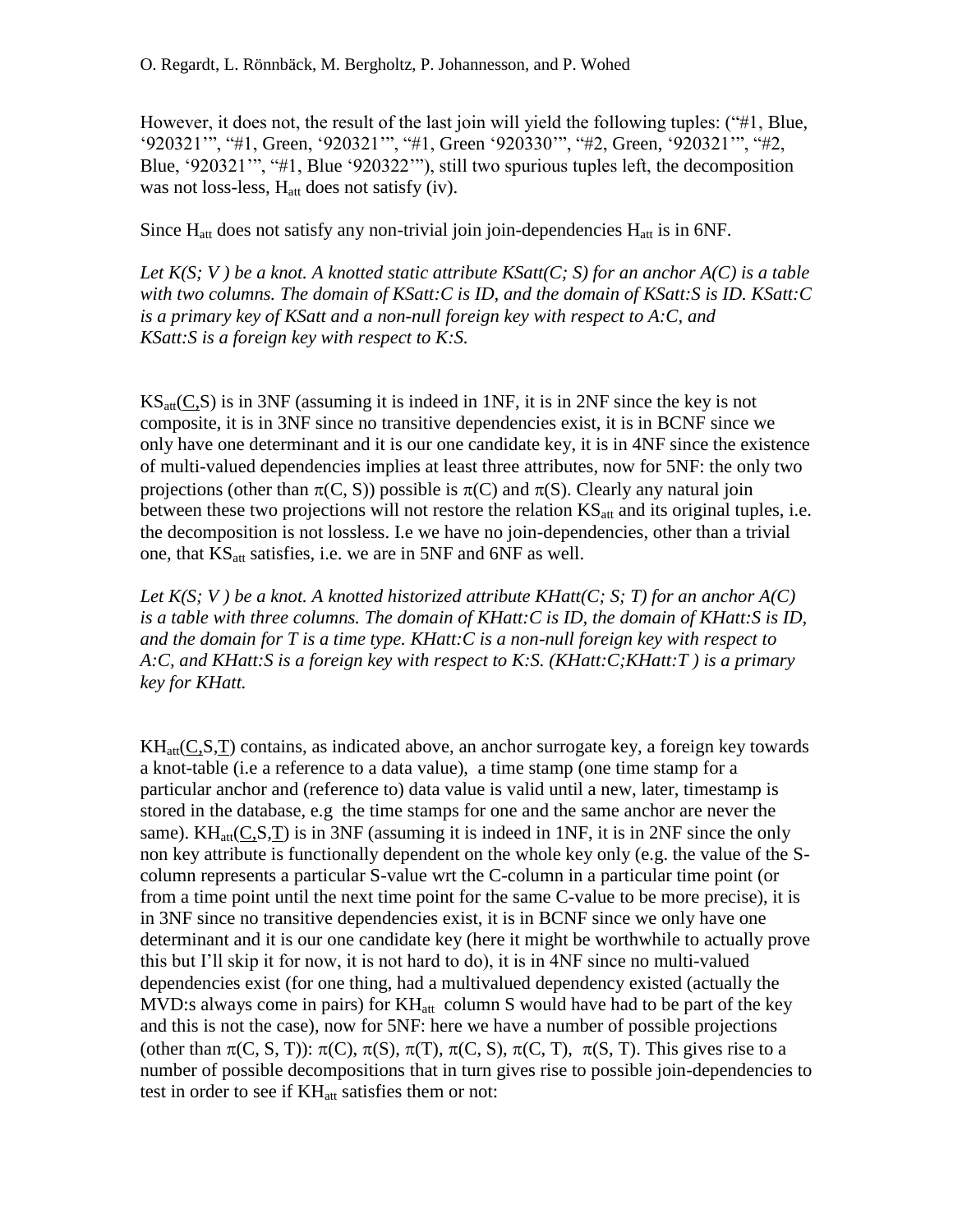However, it does not, the result of the last join will yield the following tuples: ("#1, Blue, '920321'", "#1, Green, '920321'", "#1, Green '920330'", "#2, Green, '920321'", "#2, Blue, '920321'", "#1, Blue '920322'"), still two spurious tuples left, the decomposition was not loss-less, $H_{att}$ does not satisfy (iv).

Since $H_{att}$ does not satisfy any non-trivial join join-dependencies $H_{att}$ is in 6NF.

*Let K(S; V ) be a knot. A knotted static attribute KSatt(C; S) for an anchor A(C) is a table with two columns. The domain of KSatt:C is ID, and the domain of KSatt:S is ID. KSatt:C is a primary key of KSatt and a non-null foreign key with respect to A:C, and KSatt:S is a foreign key with respect to K:S.*

$KS_{att}(\underline{C},S)$ is in 3NF (assuming it is indeed in 1NF, it is in 2NF since the key is not composite, it is in 3NF since no transitive dependencies exist, it is in BCNF since we only have one determinant and it is our one candidate key, it is in 4NF since the existence of multi-valued dependencies implies at least three attributes, now for 5NF: the only two projections (other than $\pi(C, S)$) possible is $\pi(C)$ and $\pi(S)$. Clearly any natural join between these two projections will not restore the relation $KS_{att}$ and its original tuples, i.e. the decomposition is not lossless. I.e we have no join-dependencies, other than a trivial one, that $KS_{att}$ satisfies, i.e. we are in 5NF and 6NF as well.

*Let K(S; V ) be a knot. A knotted historized attribute KHatt(C; S; T) for an anchor A(C) is a table with three columns. The domain of KHatt:C is ID, the domain of KHatt:S is ID, and the domain for T is a time type. KHatt:C is a non-null foreign key with respect to A:C, and KHatt:S is a foreign key with respect to K:S. (KHatt:C;KHatt:T ) is a primary key for KHatt.*

$KH_{att}(\underline{C},S,\underline{T})$ contains, as indicated above, an anchor surrogate key, a foreign key towards a knot-table (i.e a reference to a data value), a time stamp (one time stamp for a particular anchor and (reference to) data value is valid until a new, later, timestamp is stored in the database, e.g the time stamps for one and the same anchor are never the same). $KH_{att}(\underline{C},S,\underline{T})$ is in 3NF (assuming it is indeed in 1NF, it is in 2NF since the only non key attribute is functionally dependent on the whole key only (e.g. the value of the S-column represents a particular S-value wrt the C-column in a particular time point (or from a time point until the next time point for the same C-value to be more precise), it is in 3NF since no transitive dependencies exist, it is in BCNF since we only have one determinant and it is our one candidate key (here it might be worthwhile to actually prove this but I'll skip it for now, it is not hard to do), it is in 4NF since no multi-valued dependencies exist (for one thing, had a multivalued dependency existed (actually the MVD:s always come in pairs) for $KH_{att}$ column S would have had to be part of the key and this is not the case), now for 5NF: here we have a number of possible projections (other than $\pi(C, S, T)$): $\pi(C)$, $\pi(S)$, $\pi(T)$, $\pi(C, S)$, $\pi(C, T)$, $\pi(S, T)$. This gives rise to a number of possible decompositions that in turn gives rise to possible join-dependencies to test in order to see if $KH_{att}$ satisfies them or not: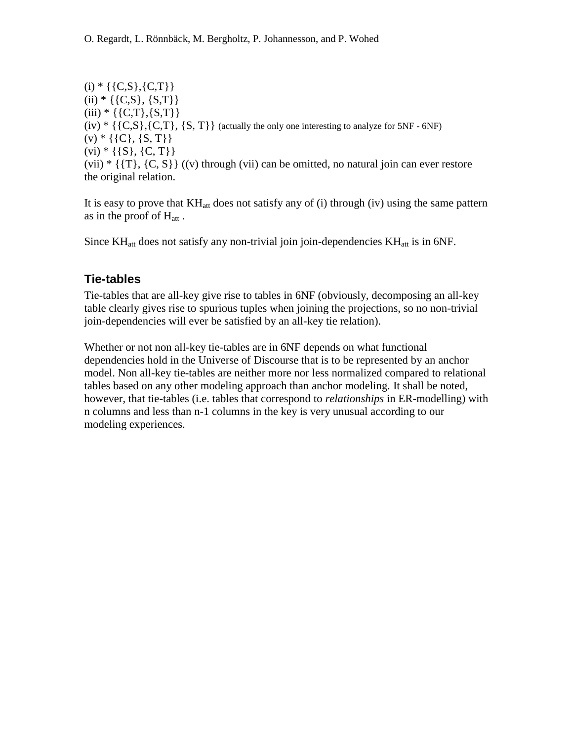(i) * {{C,S},{C,T}}
(ii) * {{C,S}, {S,T}}
(iii) * {{C,T},{S,T}}
(iv) * {{C,S},{C,T}, {S, T}} (actually the only one interesting to analyze for 5NF - 6NF)
(v) * {{C}, {S, T}}
(vi) * {{S}, {C, T}}
(vii) * {{T}, {C, S}} ((v) through (vii) can be omitted, no natural join can ever restore the original relation.

It is easy to prove that $KH_{att}$ does not satisfy any of (i) through (iv) using the same pattern as in the proof of $H_{att}$ .

Since $KH_{att}$ does not satisfy any non-trivial join join-dependencies $KH_{att}$ is in 6NF.

## Tie-tables

Tie-tables that are all-key give rise to tables in 6NF (obviously, decomposing an all-key table clearly gives rise to spurious tuples when joining the projections, so no non-trivial join-dependencies will ever be satisfied by an all-key tie relation).

Whether or not non all-key tie-tables are in 6NF depends on what functional dependencies hold in the Universe of Discourse that is to be represented by an anchor model. Non all-key tie-tables are neither more nor less normalized compared to relational tables based on any other modeling approach than anchor modeling. It shall be noted, however, that tie-tables (i.e. tables that correspond to *relationships* in ER-modelling) with n columns and less than n-1 columns in the key is very unusual according to our modeling experiences.